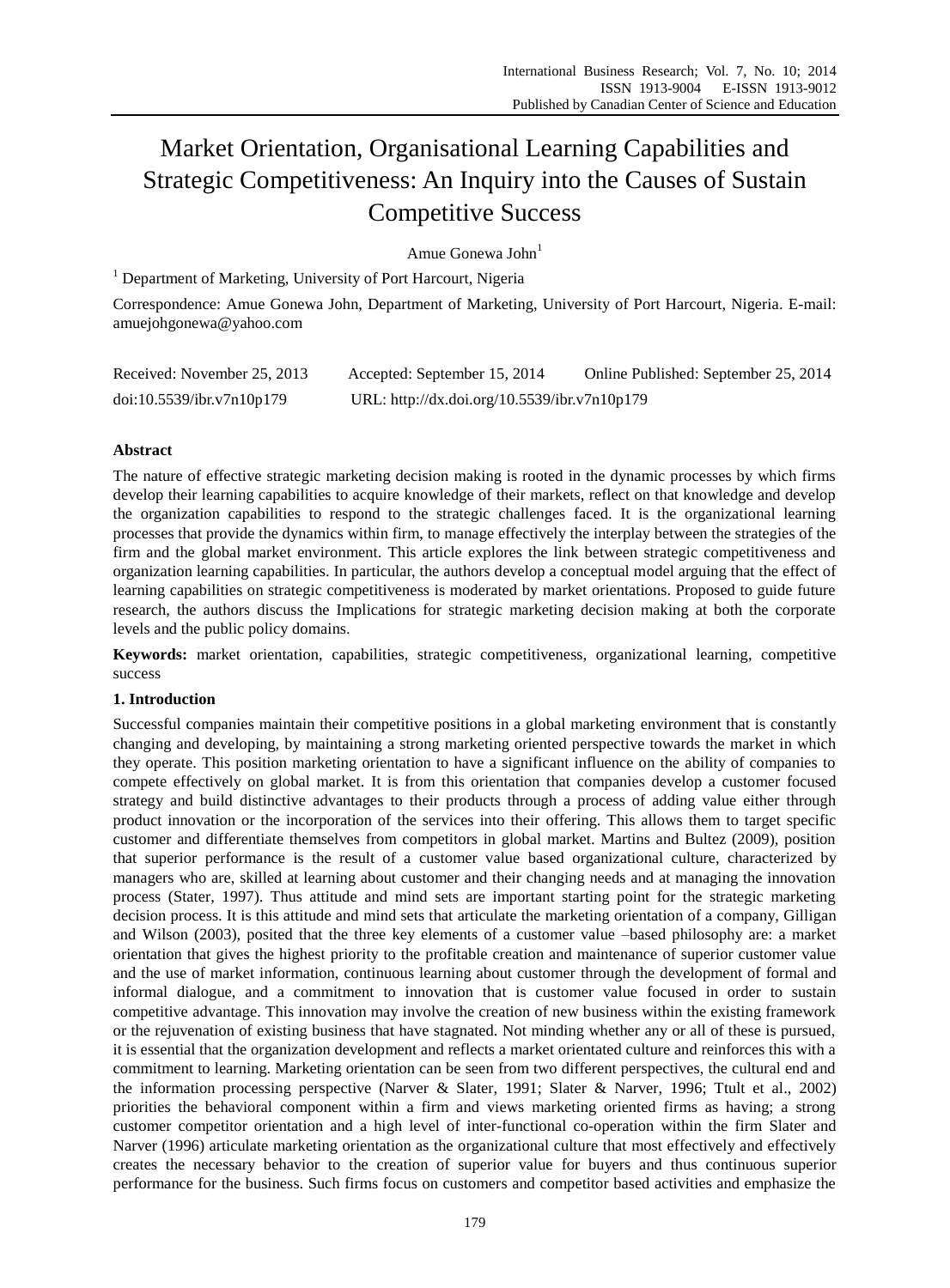# Market Orientation, Organisational Learning Capabilities and Strategic Competitiveness: An Inquiry into the Causes of Sustain Competitive Success

Amue Gonewa John[1]

[1] Department of Marketing, University of Port Harcourt, Nigeria

Correspondence: Amue Gonewa John, Department of Marketing, University of Port Harcourt, Nigeria. E-mail: amuejohgonewa@yahoo.com

Received: November 25, 2013 Accepted: September 15, 2014 Online Published: September 25, 2014

doi:10.5539/ibr.v7n10p179 URL: http://dx.doi.org/10.5539/ibr.v7n10p179

## Abstract

The nature of effective strategic marketing decision making is rooted in the dynamic processes by which firms develop their learning capabilities to acquire knowledge of their markets, reflect on that knowledge and develop the organization capabilities to respond to the strategic challenges faced. It is the organizational learning processes that provide the dynamics within firm, to manage effectively the interplay between the strategies of the firm and the global market environment. This article explores the link between strategic competitiveness and organization learning capabilities. In particular, the authors develop a conceptual model arguing that the effect of learning capabilities on strategic competitiveness is moderated by market orientations. Proposed to guide future research, the authors discuss the Implications for strategic marketing decision making at both the corporate levels and the public policy domains.

**Keywords:** market orientation, capabilities, strategic competitiveness, organizational learning, competitive success

## 1. Introduction

Successful companies maintain their competitive positions in a global marketing environment that is constantly changing and developing, by maintaining a strong marketing oriented perspective towards the market in which they operate. This position marketing orientation to have a significant influence on the ability of companies to compete effectively on global market. It is from this orientation that companies develop a customer focused strategy and build distinctive advantages to their products through a process of adding value either through product innovation or the incorporation of the services into their offering. This allows them to target specific customer and differentiate themselves from competitors in global market. Martins and Bultez (2009), position that superior performance is the result of a customer value based organizational culture, characterized by managers who are, skilled at learning about customer and their changing needs and at managing the innovation process (Stater, 1997). Thus attitude and mind sets are important starting point for the strategic marketing decision process. It is this attitude and mind sets that articulate the marketing orientation of a company, Gilligan and Wilson (2003), posited that the three key elements of a customer value –based philosophy are: a market orientation that gives the highest priority to the profitable creation and maintenance of superior customer value and the use of market information, continuous learning about customer through the development of formal and informal dialogue, and a commitment to innovation that is customer value focused in order to sustain competitive advantage. This innovation may involve the creation of new business within the existing framework or the rejuvenation of existing business that have stagnated. Not minding whether any or all of these is pursued, it is essential that the organization development and reflects a market orientated culture and reinforces this with a commitment to learning. Marketing orientation can be seen from two different perspectives, the cultural end and the information processing perspective (Narver & Slater, 1991; Slater & Narver, 1996; Ttult et al., 2002) priorities the behavioral component within a firm and views marketing oriented firms as having; a strong customer competitor orientation and a high level of inter-functional co-operation within the firm Slater and Narver (1996) articulate marketing orientation as the organizational culture that most effectively and effectively creates the necessary behavior to the creation of superior value for buyers and thus continuous superior performance for the business. Such firms focus on customers and competitor based activities and emphasize the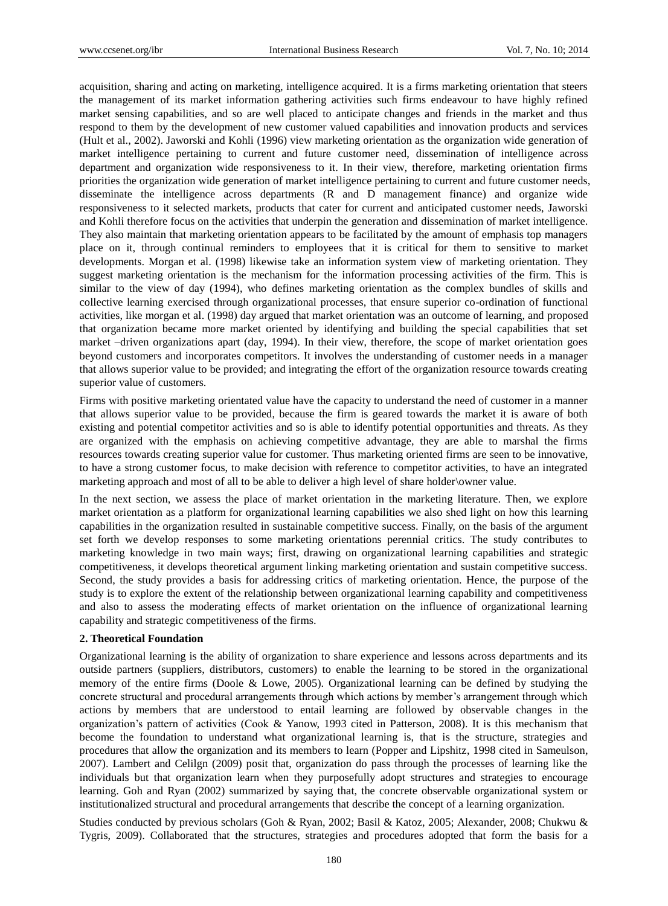acquisition, sharing and acting on marketing, intelligence acquired. It is a firms marketing orientation that steers the management of its market information gathering activities such firms endeavour to have highly refined market sensing capabilities, and so are well placed to anticipate changes and friends in the market and thus respond to them by the development of new customer valued capabilities and innovation products and services (Hult et al., 2002). Jaworski and Kohli (1996) view marketing orientation as the organization wide generation of market intelligence pertaining to current and future customer need, dissemination of intelligence across department and organization wide responsiveness to it. In their view, therefore, marketing orientation firms priorities the organization wide generation of market intelligence pertaining to current and future customer needs, disseminate the intelligence across departments (R and D management finance) and organize wide responsiveness to it selected markets, products that cater for current and anticipated customer needs, Jaworski and Kohli therefore focus on the activities that underpin the generation and dissemination of market intelligence. They also maintain that marketing orientation appears to be facilitated by the amount of emphasis top managers place on it, through continual reminders to employees that it is critical for them to sensitive to market developments. Morgan et al. (1998) likewise take an information system view of marketing orientation. They suggest marketing orientation is the mechanism for the information processing activities of the firm. This is similar to the view of day (1994), who defines marketing orientation as the complex bundles of skills and collective learning exercised through organizational processes, that ensure superior co-ordination of functional activities, like morgan et al. (1998) day argued that market orientation was an outcome of learning, and proposed that organization became more market oriented by identifying and building the special capabilities that set market –driven organizations apart (day, 1994). In their view, therefore, the scope of market orientation goes beyond customers and incorporates competitors. It involves the understanding of customer needs in a manager that allows superior value to be provided; and integrating the effort of the organization resource towards creating superior value of customers.

Firms with positive marketing orientated value have the capacity to understand the need of customer in a manner that allows superior value to be provided, because the firm is geared towards the market it is aware of both existing and potential competitor activities and so is able to identify potential opportunities and threats. As they are organized with the emphasis on achieving competitive advantage, they are able to marshal the firms resources towards creating superior value for customer. Thus marketing oriented firms are seen to be innovative, to have a strong customer focus, to make decision with reference to competitor activities, to have an integrated marketing approach and most of all to be able to deliver a high level of share holder\owner value.

In the next section, we assess the place of market orientation in the marketing literature. Then, we explore market orientation as a platform for organizational learning capabilities we also shed light on how this learning capabilities in the organization resulted in sustainable competitive success. Finally, on the basis of the argument set forth we develop responses to some marketing orientations perennial critics. The study contributes to marketing knowledge in two main ways; first, drawing on organizational learning capabilities and strategic competitiveness, it develops theoretical argument linking marketing orientation and sustain competitive success. Second, the study provides a basis for addressing critics of marketing orientation. Hence, the purpose of the study is to explore the extent of the relationship between organizational learning capability and competitiveness and also to assess the moderating effects of market orientation on the influence of organizational learning capability and strategic competitiveness of the firms.

## 2. Theoretical Foundation

Organizational learning is the ability of organization to share experience and lessons across departments and its outside partners (suppliers, distributors, customers) to enable the learning to be stored in the organizational memory of the entire firms (Doole & Lowe, 2005). Organizational learning can be defined by studying the concrete structural and procedural arrangements through which actions by member's arrangement through which actions by members that are understood to entail learning are followed by observable changes in the organization's pattern of activities (Cook & Yanow, 1993 cited in Patterson, 2008). It is this mechanism that become the foundation to understand what organizational learning is, that is the structure, strategies and procedures that allow the organization and its members to learn (Popper and Lipshitz, 1998 cited in Sameulson, 2007). Lambert and Celilgn (2009) posit that, organization do pass through the processes of learning like the individuals but that organization learn when they purposefully adopt structures and strategies to encourage learning. Goh and Ryan (2002) summarized by saying that, the concrete observable organizational system or institutionalized structural and procedural arrangements that describe the concept of a learning organization.

Studies conducted by previous scholars (Goh & Ryan, 2002; Basil & Katoz, 2005; Alexander, 2008; Chukwu & Tygris, 2009). Collaborated that the structures, strategies and procedures adopted that form the basis for a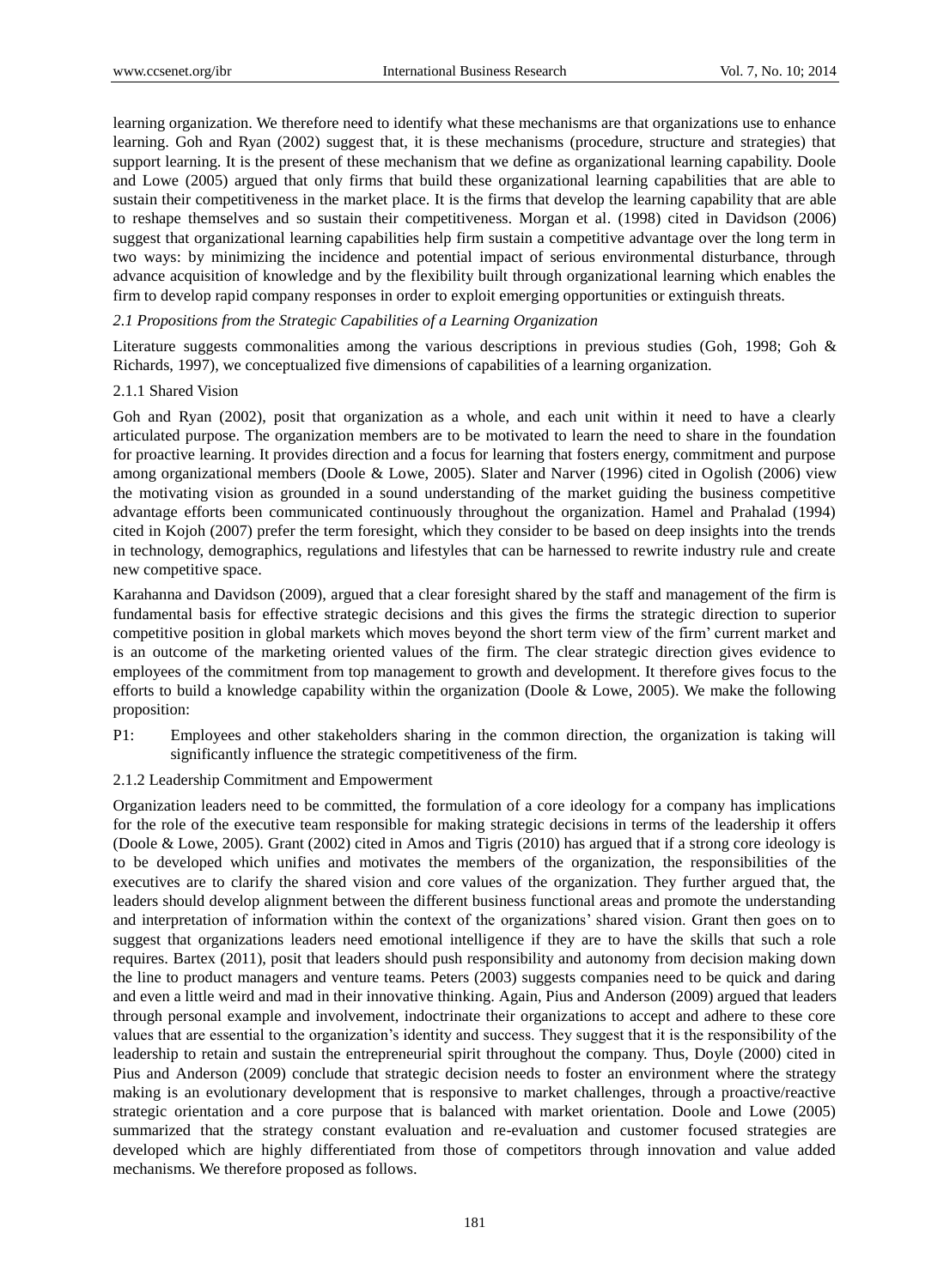learning organization. We therefore need to identify what these mechanisms are that organizations use to enhance learning. Goh and Ryan (2002) suggest that, it is these mechanisms (procedure, structure and strategies) that support learning. It is the present of these mechanism that we define as organizational learning capability. Doole and Lowe (2005) argued that only firms that build these organizational learning capabilities that are able to sustain their competitiveness in the market place. It is the firms that develop the learning capability that are able to reshape themselves and so sustain their competitiveness. Morgan et al. (1998) cited in Davidson (2006) suggest that organizational learning capabilities help firm sustain a competitive advantage over the long term in two ways: by minimizing the incidence and potential impact of serious environmental disturbance, through advance acquisition of knowledge and by the flexibility built through organizational learning which enables the firm to develop rapid company responses in order to exploit emerging opportunities or extinguish threats.

### *2.1 Propositions from the Strategic Capabilities of a Learning Organization*

Literature suggests commonalities among the various descriptions in previous studies (Goh, 1998; Goh & Richards, 1997), we conceptualized five dimensions of capabilities of a learning organization.

#### 2.1.1 Shared Vision

Goh and Ryan (2002), posit that organization as a whole, and each unit within it need to have a clearly articulated purpose. The organization members are to be motivated to learn the need to share in the foundation for proactive learning. It provides direction and a focus for learning that fosters energy, commitment and purpose among organizational members (Doole & Lowe, 2005). Slater and Narver (1996) cited in Ogolish (2006) view the motivating vision as grounded in a sound understanding of the market guiding the business competitive advantage efforts been communicated continuously throughout the organization. Hamel and Prahalad (1994) cited in Kojoh (2007) prefer the term foresight, which they consider to be based on deep insights into the trends in technology, demographics, regulations and lifestyles that can be harnessed to rewrite industry rule and create new competitive space.

Karahanna and Davidson (2009), argued that a clear foresight shared by the staff and management of the firm is fundamental basis for effective strategic decisions and this gives the firms the strategic direction to superior competitive position in global markets which moves beyond the short term view of the firm' current market and is an outcome of the marketing oriented values of the firm. The clear strategic direction gives evidence to employees of the commitment from top management to growth and development. It therefore gives focus to the efforts to build a knowledge capability within the organization (Doole & Lowe, 2005). We make the following proposition:

P1: Employees and other stakeholders sharing in the common direction, the organization is taking will significantly influence the strategic competitiveness of the firm.

#### 2.1.2 Leadership Commitment and Empowerment

Organization leaders need to be committed, the formulation of a core ideology for a company has implications for the role of the executive team responsible for making strategic decisions in terms of the leadership it offers (Doole & Lowe, 2005). Grant (2002) cited in Amos and Tigris (2010) has argued that if a strong core ideology is to be developed which unifies and motivates the members of the organization, the responsibilities of the executives are to clarify the shared vision and core values of the organization. They further argued that, the leaders should develop alignment between the different business functional areas and promote the understanding and interpretation of information within the context of the organizations' shared vision. Grant then goes on to suggest that organizations leaders need emotional intelligence if they are to have the skills that such a role requires. Bartex (2011), posit that leaders should push responsibility and autonomy from decision making down the line to product managers and venture teams. Peters (2003) suggests companies need to be quick and daring and even a little weird and mad in their innovative thinking. Again, Pius and Anderson (2009) argued that leaders through personal example and involvement, indoctrinate their organizations to accept and adhere to these core values that are essential to the organization's identity and success. They suggest that it is the responsibility of the leadership to retain and sustain the entrepreneurial spirit throughout the company. Thus, Doyle (2000) cited in Pius and Anderson (2009) conclude that strategic decision needs to foster an environment where the strategy making is an evolutionary development that is responsive to market challenges, through a proactive/reactive strategic orientation and a core purpose that is balanced with market orientation. Doole and Lowe (2005) summarized that the strategy constant evaluation and re-evaluation and customer focused strategies are developed which are highly differentiated from those of competitors through innovation and value added mechanisms. We therefore proposed as follows.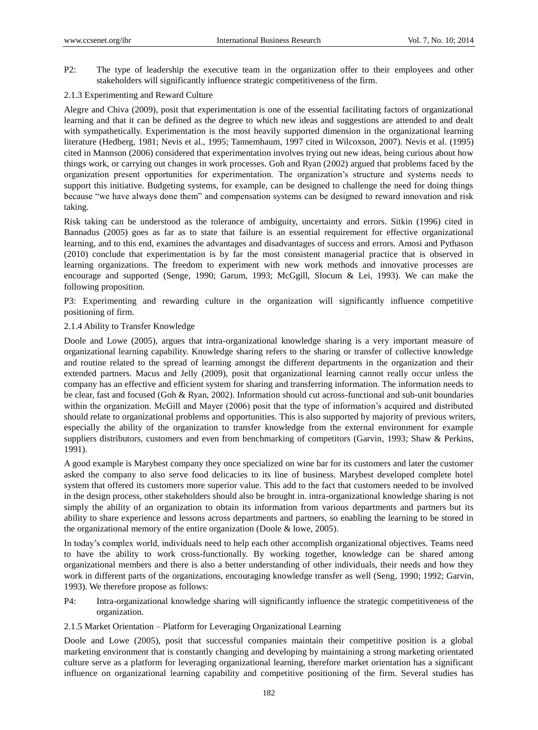P2: The type of leadership the executive team in the organization offer to their employees and other stakeholders will significantly influence strategic competitiveness of the firm.

### 2.1.3 Experimenting and Reward Culture

Alegre and Chiva (2009), posit that experimentation is one of the essential facilitating factors of organizational learning and that it can be defined as the degree to which new ideas and suggestions are attended to and dealt with sympathetically. Experimentation is the most heavily supported dimension in the organizational learning literature (Hedberg, 1981; Nevis et al., 1995; Tannemhaum, 1997 cited in Wilcoxson, 2007). Nevis et al. (1995) cited in Mannson (2006) considered that experimentation involves trying out new ideas, being curious about how things work, or carrying out changes in work processes. Goh and Ryan (2002) argued that problems faced by the organization present opportunities for experimentation. The organization's structure and systems needs to support this initiative. Budgeting systems, for example, can be designed to challenge the need for doing things because "we have always done them" and compensation systems can be designed to reward innovation and risk taking.

Risk taking can be understood as the tolerance of ambiguity, uncertainty and errors. Sitkin (1996) cited in Bannadus (2005) goes as far as to state that failure is an essential requirement for effective organizational learning, and to this end, examines the advantages and disadvantages of success and errors. Amosi and Pythason (2010) conclude that experimentation is by far the most consistent managerial practice that is observed in learning organizations. The freedom to experiment with new work methods and innovative processes are encourage and supported (Senge, 1990; Garum, 1993; McGgill, Slocum & Lei, 1993). We can make the following proposition.

P3: Experimenting and rewarding culture in the organization will significantly influence competitive positioning of firm.

### 2.1.4 Ability to Transfer Knowledge

Doole and Lowe (2005), argues that intra-organizational knowledge sharing is a very important measure of organizational learning capability. Knowledge sharing refers to the sharing or transfer of collective knowledge and routine related to the spread of learning amongst the different departments in the organization and their extended partners. Macus and Jelly (2009), posit that organizational learning cannot really occur unless the company has an effective and efficient system for sharing and transferring information. The information needs to be clear, fast and focused (Goh & Ryan, 2002). Information should cut across-functional and sub-unit boundaries within the organization. McGill and Mayer (2006) posit that the type of information's acquired and distributed should relate to organizational problems and opportunities. This is also supported by majority of previous writers, especially the ability of the organization to transfer knowledge from the external environment for example suppliers distributors, customers and even from benchmarking of competitors (Garvin, 1993; Shaw & Perkins, 1991).

A good example is Marybest company they once specialized on wine bar for its customers and later the customer asked the company to also serve food delicacies to its line of business. Marybest developed complete hotel system that offered its customers more superior value. This add to the fact that customers needed to be involved in the design process, other stakeholders should also be brought in. intra-organizational knowledge sharing is not simply the ability of an organization to obtain its information from various departments and partners but its ability to share experience and lessons across departments and partners, so enabling the learning to be stored in the organizational memory of the entire organization (Doole & lowe, 2005).

In today's complex world, individuals need to help each other accomplish organizational objectives. Teams need to have the ability to work cross-functionally. By working together, knowledge can be shared among organizational members and there is also a better understanding of other individuals, their needs and how they work in different parts of the organizations, encouraging knowledge transfer as well (Seng, 1990; 1992; Garvin, 1993). We therefore propose as follows:

P4: Intra-organizational knowledge sharing will significantly influence the strategic competitiveness of the organization.

### 2.1.5 Market Orientation – Platform for Leveraging Organizational Learning

Doole and Lowe (2005), posit that successful companies maintain their competitive position is a global marketing environment that is constantly changing and developing by maintaining a strong marketing orientated culture serve as a platform for leveraging organizational learning, therefore market orientation has a significant influence on organizational learning capability and competitive positioning of the firm. Several studies has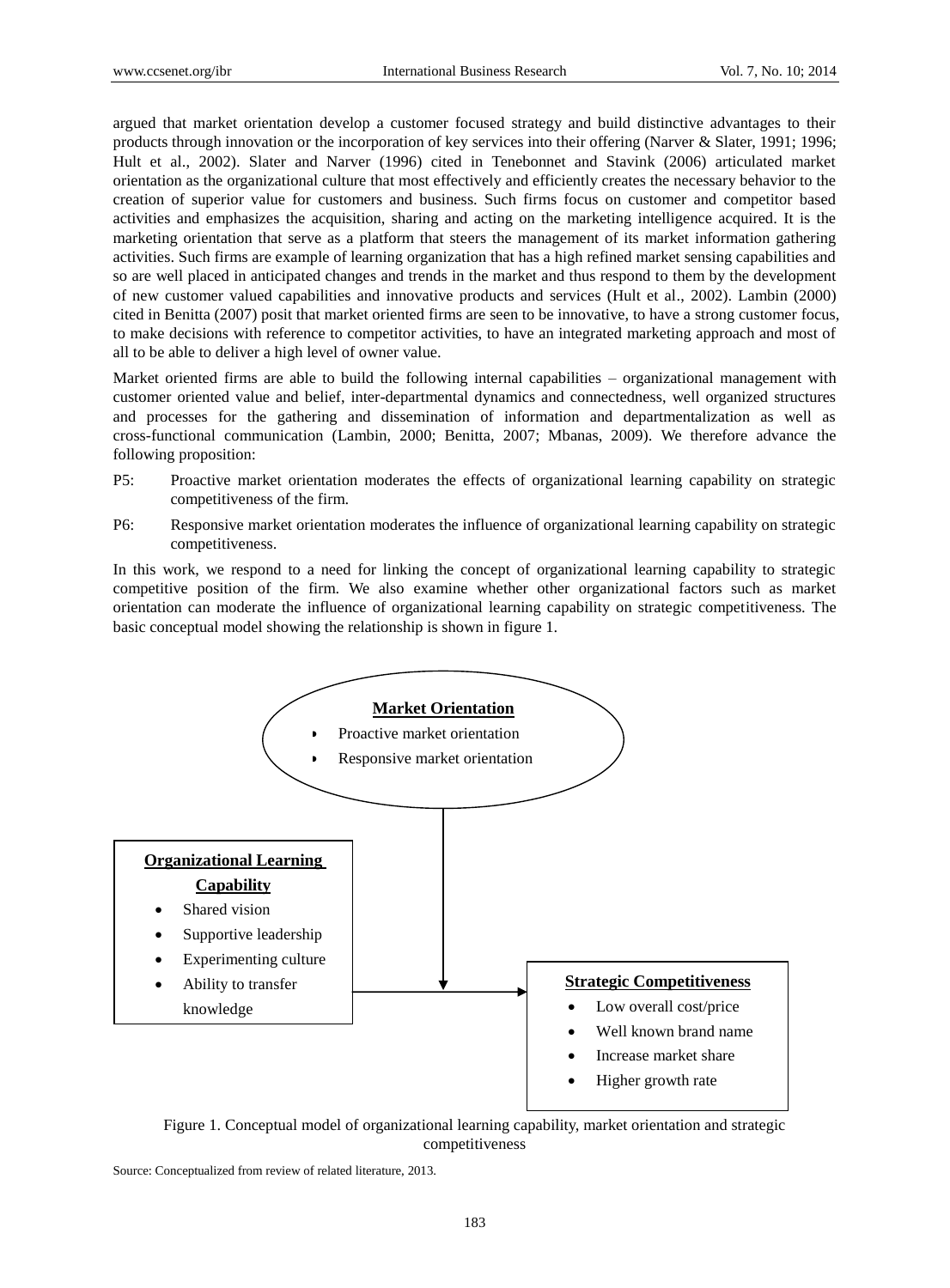argued that market orientation develop a customer focused strategy and build distinctive advantages to their products through innovation or the incorporation of key services into their offering (Narver & Slater, 1991; 1996; Hult et al., 2002). Slater and Narver (1996) cited in Tenebonnet and Stavink (2006) articulated market orientation as the organizational culture that most effectively and efficiently creates the necessary behavior to the creation of superior value for customers and business. Such firms focus on customer and competitor based activities and emphasizes the acquisition, sharing and acting on the marketing intelligence acquired. It is the marketing orientation that serve as a platform that steers the management of its market information gathering activities. Such firms are example of learning organization that has a high refined market sensing capabilities and so are well placed in anticipated changes and trends in the market and thus respond to them by the development of new customer valued capabilities and innovative products and services (Hult et al., 2002). Lambin (2000) cited in Benitta (2007) posit that market oriented firms are seen to be innovative, to have a strong customer focus, to make decisions with reference to competitor activities, to have an integrated marketing approach and most of all to be able to deliver a high level of owner value.

Market oriented firms are able to build the following internal capabilities – organizational management with customer oriented value and belief, inter-departmental dynamics and connectedness, well organized structures and processes for the gathering and dissemination of information and departmentalization as well as cross-functional communication (Lambin, 2000; Benitta, 2007; Mbanas, 2009). We therefore advance the following proposition:

P5: Proactive market orientation moderates the effects of organizational learning capability on strategic competitiveness of the firm.

P6: Responsive market orientation moderates the influence of organizational learning capability on strategic competitiveness.

In this work, we respond to a need for linking the concept of organizational learning capability to strategic competitive position of the firm. We also examine whether other organizational factors such as market orientation can moderate the influence of organizational learning capability on strategic competitiveness. The basic conceptual model showing the relationship is shown in figure 1.

**Market Orientation**
- Proactive market orientation
- Responsive market orientation

**Organizational Learning Capability**
- Shared vision
- Supportive leadership
- Experimenting culture
- Ability to transfer knowledge

**Strategic Competitiveness**
- Low overall cost/price
- Well known brand name
- Increase market share
- Higher growth rate

Figure 1. Conceptual model of organizational learning capability, market orientation and strategic competitiveness

Source: Conceptualized from review of related literature, 2013.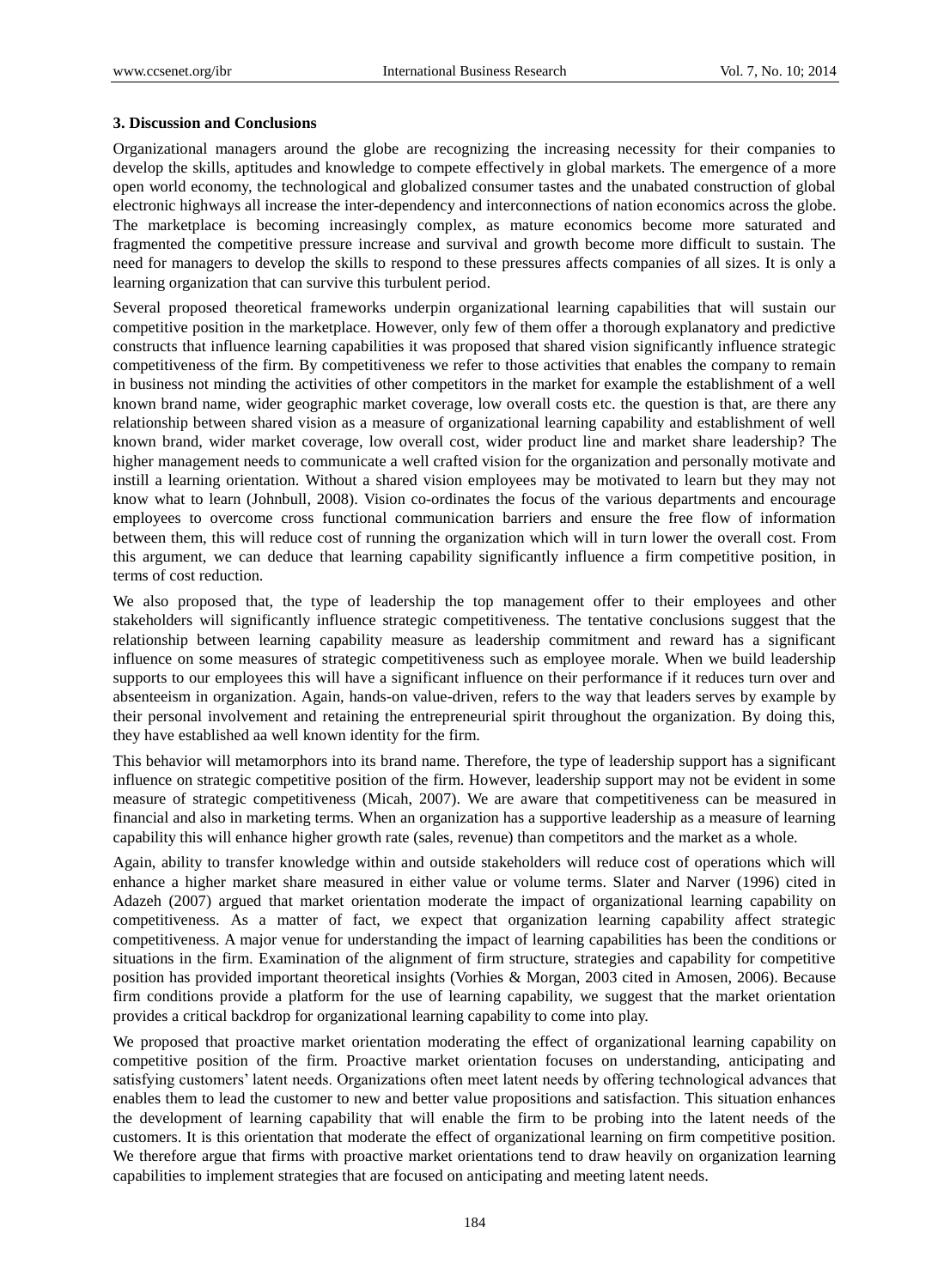### 3. Discussion and Conclusions

Organizational managers around the globe are recognizing the increasing necessity for their companies to develop the skills, aptitudes and knowledge to compete effectively in global markets. The emergence of a more open world economy, the technological and globalized consumer tastes and the unabated construction of global electronic highways all increase the inter-dependency and interconnections of nation economics across the globe. The marketplace is becoming increasingly complex, as mature economics become more saturated and fragmented the competitive pressure increase and survival and growth become more difficult to sustain. The need for managers to develop the skills to respond to these pressures affects companies of all sizes. It is only a learning organization that can survive this turbulent period.

Several proposed theoretical frameworks underpin organizational learning capabilities that will sustain our competitive position in the marketplace. However, only few of them offer a thorough explanatory and predictive constructs that influence learning capabilities it was proposed that shared vision significantly influence strategic competitiveness of the firm. By competitiveness we refer to those activities that enables the company to remain in business not minding the activities of other competitors in the market for example the establishment of a well known brand name, wider geographic market coverage, low overall costs etc. the question is that, are there any relationship between shared vision as a measure of organizational learning capability and establishment of well known brand, wider market coverage, low overall cost, wider product line and market share leadership? The higher management needs to communicate a well crafted vision for the organization and personally motivate and instill a learning orientation. Without a shared vision employees may be motivated to learn but they may not know what to learn (Johnbull, 2008). Vision co-ordinates the focus of the various departments and encourage employees to overcome cross functional communication barriers and ensure the free flow of information between them, this will reduce cost of running the organization which will in turn lower the overall cost. From this argument, we can deduce that learning capability significantly influence a firm competitive position, in terms of cost reduction.

We also proposed that, the type of leadership the top management offer to their employees and other stakeholders will significantly influence strategic competitiveness. The tentative conclusions suggest that the relationship between learning capability measure as leadership commitment and reward has a significant influence on some measures of strategic competitiveness such as employee morale. When we build leadership supports to our employees this will have a significant influence on their performance if it reduces turn over and absenteeism in organization. Again, hands-on value-driven, refers to the way that leaders serves by example by their personal involvement and retaining the entrepreneurial spirit throughout the organization. By doing this, they have established aa well known identity for the firm.

This behavior will metamorphors into its brand name. Therefore, the type of leadership support has a significant influence on strategic competitive position of the firm. However, leadership support may not be evident in some measure of strategic competitiveness (Micah, 2007). We are aware that competitiveness can be measured in financial and also in marketing terms. When an organization has a supportive leadership as a measure of learning capability this will enhance higher growth rate (sales, revenue) than competitors and the market as a whole.

Again, ability to transfer knowledge within and outside stakeholders will reduce cost of operations which will enhance a higher market share measured in either value or volume terms. Slater and Narver (1996) cited in Adazeh (2007) argued that market orientation moderate the impact of organizational learning capability on competitiveness. As a matter of fact, we expect that organization learning capability affect strategic competitiveness. A major venue for understanding the impact of learning capabilities has been the conditions or situations in the firm. Examination of the alignment of firm structure, strategies and capability for competitive position has provided important theoretical insights (Vorhies & Morgan, 2003 cited in Amosen, 2006). Because firm conditions provide a platform for the use of learning capability, we suggest that the market orientation provides a critical backdrop for organizational learning capability to come into play.

We proposed that proactive market orientation moderating the effect of organizational learning capability on competitive position of the firm. Proactive market orientation focuses on understanding, anticipating and satisfying customers' latent needs. Organizations often meet latent needs by offering technological advances that enables them to lead the customer to new and better value propositions and satisfaction. This situation enhances the development of learning capability that will enable the firm to be probing into the latent needs of the customers. It is this orientation that moderate the effect of organizational learning on firm competitive position. We therefore argue that firms with proactive market orientations tend to draw heavily on organization learning capabilities to implement strategies that are focused on anticipating and meeting latent needs.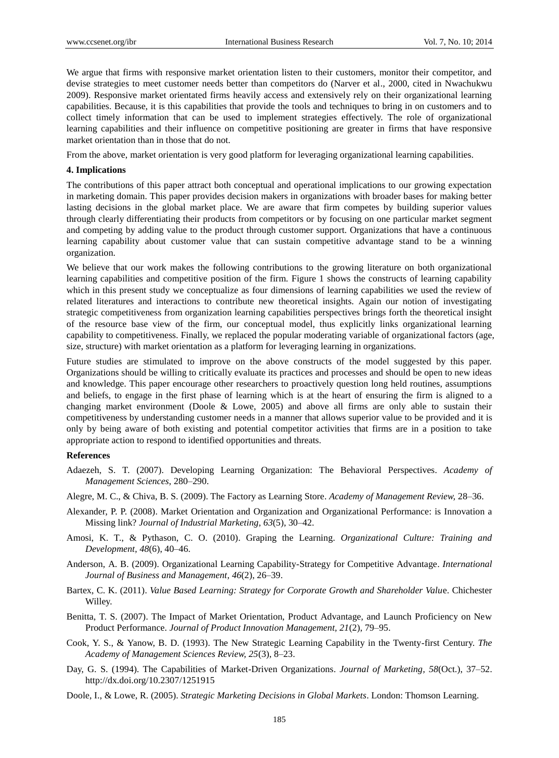We argue that firms with responsive market orientation listen to their customers, monitor their competitor, and devise strategies to meet customer needs better than competitors do (Narver et al., 2000, cited in Nwachukwu 2009). Responsive market orientated firms heavily access and extensively rely on their organizational learning capabilities. Because, it is this capabilities that provide the tools and techniques to bring in on customers and to collect timely information that can be used to implement strategies effectively. The role of organizational learning capabilities and their influence on competitive positioning are greater in firms that have responsive market orientation than in those that do not.

From the above, market orientation is very good platform for leveraging organizational learning capabilities.

## 4. Implications

The contributions of this paper attract both conceptual and operational implications to our growing expectation in marketing domain. This paper provides decision makers in organizations with broader bases for making better lasting decisions in the global market place. We are aware that firm competes by building superior values through clearly differentiating their products from competitors or by focusing on one particular market segment and competing by adding value to the product through customer support. Organizations that have a continuous learning capability about customer value that can sustain competitive advantage stand to be a winning organization.

We believe that our work makes the following contributions to the growing literature on both organizational learning capabilities and competitive position of the firm. Figure 1 shows the constructs of learning capability which in this present study we conceptualize as four dimensions of learning capabilities we used the review of related literatures and interactions to contribute new theoretical insights. Again our notion of investigating strategic competitiveness from organization learning capabilities perspectives brings forth the theoretical insight of the resource base view of the firm, our conceptual model, thus explicitly links organizational learning capability to competitiveness. Finally, we replaced the popular moderating variable of organizational factors (age, size, structure) with market orientation as a platform for leveraging learning in organizations.

Future studies are stimulated to improve on the above constructs of the model suggested by this paper. Organizations should be willing to critically evaluate its practices and processes and should be open to new ideas and knowledge. This paper encourage other researchers to proactively question long held routines, assumptions and beliefs, to engage in the first phase of learning which is at the heart of ensuring the firm is aligned to a changing market environment (Doole & Lowe, 2005) and above all firms are only able to sustain their competitiveness by understanding customer needs in a manner that allows superior value to be provided and it is only by being aware of both existing and potential competitor activities that firms are in a position to take appropriate action to respond to identified opportunities and threats.

## References

Adaezeh, S. T. (2007). Developing Learning Organization: The Behavioral Perspectives. *Academy of Management Sciences*, 280–290.

Alegre, M. C., & Chiva, B. S. (2009). The Factory as Learning Store. *Academy of Management Review,* 28–36.

Alexander, P. P. (2008). Market Orientation and Organization and Organizational Performance: is Innovation a Missing link? *Journal of Industrial Marketing, 63*(5), 30–42.

Amosi, K. T., & Pythason, C. O. (2010). Graping the Learning. *Organizational Culture: Training and Development, 48*(6), 40–46.

Anderson, A. B. (2009). Organizational Learning Capability-Strategy for Competitive Advantage. *International Journal of Business and Management, 46*(2), 26–39.

Bartex, C. K. (2011). *Value Based Learning: Strategy for Corporate Growth and Shareholder Valu*e. Chichester Willey.

Benitta, T. S. (2007). The Impact of Market Orientation, Product Advantage, and Launch Proficiency on New Product Performance. *Journal of Product Innovation Management, 21*(2), 79–95.

Cook, Y. S., & Yanow, B. D. (1993). The New Strategic Learning Capability in the Twenty-first Century. *The Academy of Management Sciences Review, 25*(3), 8–23.

Day, G. S. (1994). The Capabilities of Market-Driven Organizations. *Journal of Marketing, 58*(Oct.), 37–52. http://dx.doi.org/10.2307/1251915

Doole, I., & Lowe, R. (2005). *Strategic Marketing Decisions in Global Markets*. London: Thomson Learning.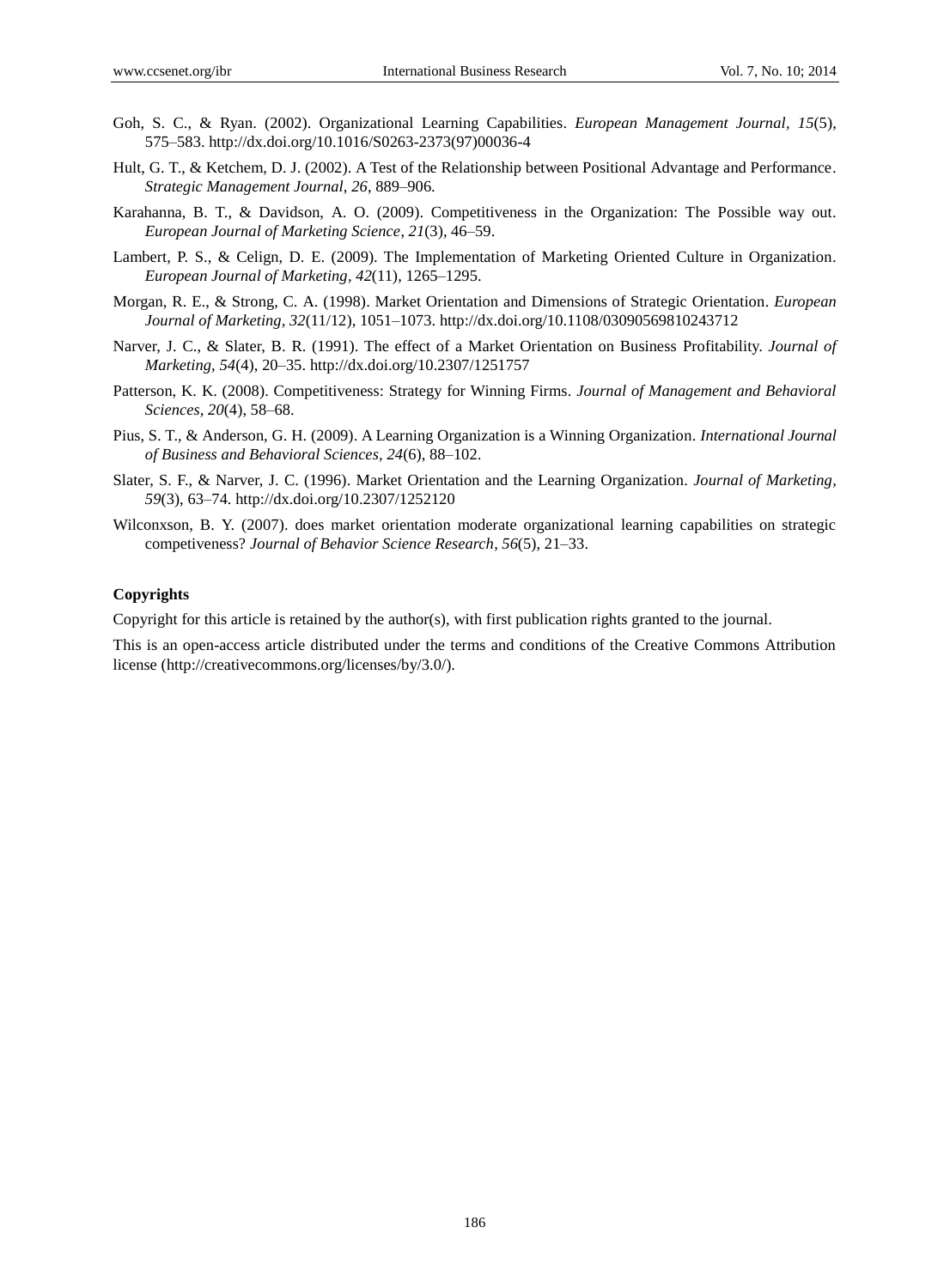Goh, S. C., & Ryan. (2002). Organizational Learning Capabilities. *European Management Journal, 15*(5), 575–583. http://dx.doi.org/10.1016/S0263-2373(97)00036-4

Hult, G. T., & Ketchem, D. J. (2002). A Test of the Relationship between Positional Advantage and Performance. *Strategic Management Journal, 26*, 889–906.

Karahanna, B. T., & Davidson, A. O. (2009). Competitiveness in the Organization: The Possible way out. *European Journal of Marketing Science, 21*(3), 46–59.

Lambert, P. S., & Celign, D. E. (2009). The Implementation of Marketing Oriented Culture in Organization. *European Journal of Marketing, 42*(11), 1265–1295.

Morgan, R. E., & Strong, C. A. (1998). Market Orientation and Dimensions of Strategic Orientation. *European Journal of Marketing, 32*(11/12), 1051–1073. http://dx.doi.org/10.1108/03090569810243712

Narver, J. C., & Slater, B. R. (1991). The effect of a Market Orientation on Business Profitability. *Journal of Marketing, 54*(4), 20–35. http://dx.doi.org/10.2307/1251757

Patterson, K. K. (2008). Competitiveness: Strategy for Winning Firms. *Journal of Management and Behavioral Sciences, 20*(4), 58–68.

Pius, S. T., & Anderson, G. H. (2009). A Learning Organization is a Winning Organization. *International Journal of Business and Behavioral Sciences, 24*(6), 88–102.

Slater, S. F., & Narver, J. C. (1996). Market Orientation and the Learning Organization. *Journal of Marketing, 59*(3), 63–74. http://dx.doi.org/10.2307/1252120

Wilconxson, B. Y. (2007). does market orientation moderate organizational learning capabilities on strategic competiveness? *Journal of Behavior Science Research, 56*(5), 21–33.

**Copyrights**

Copyright for this article is retained by the author(s), with first publication rights granted to the journal.

This is an open-access article distributed under the terms and conditions of the Creative Commons Attribution license (http://creativecommons.org/licenses/by/3.0/).